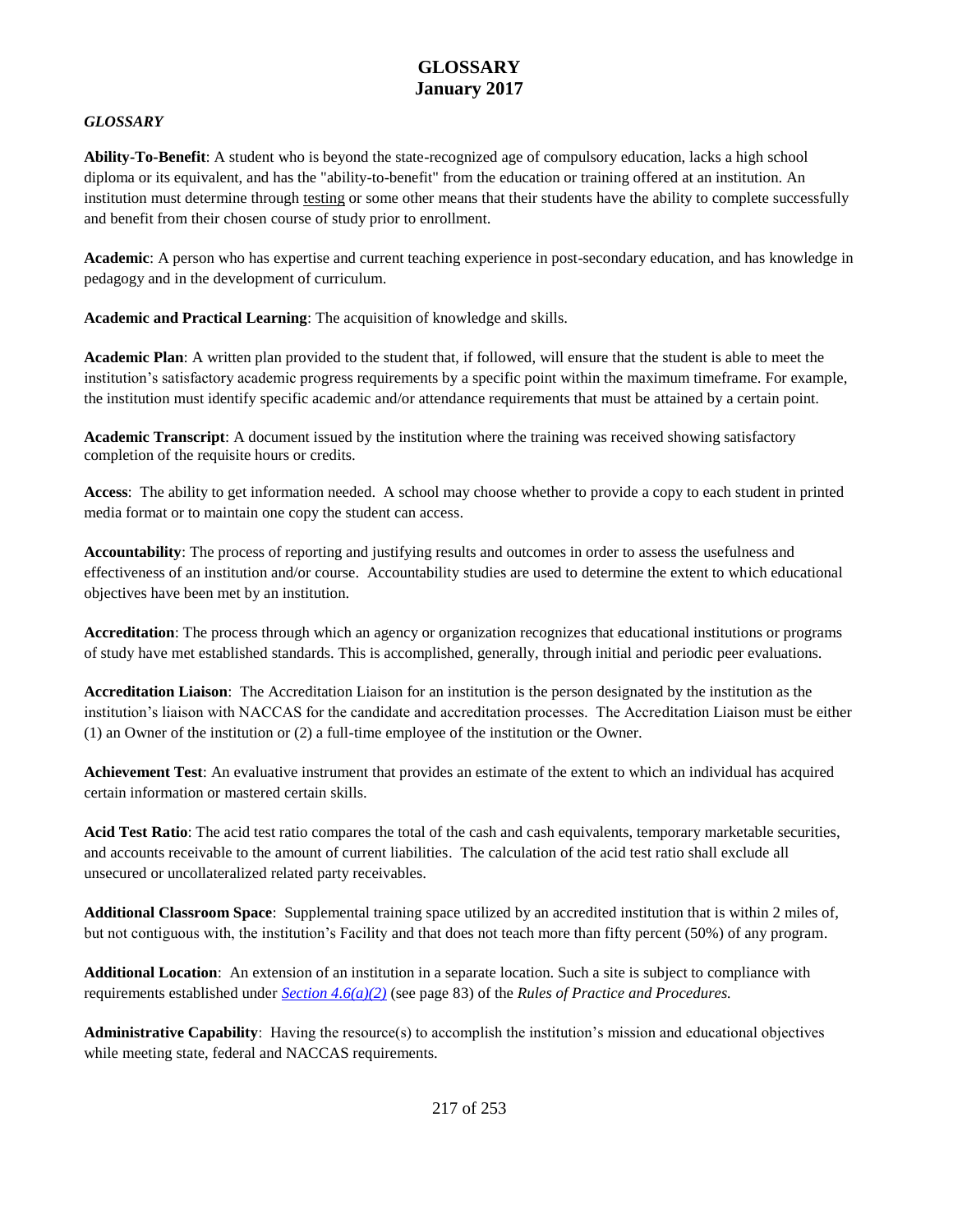# GLOSSARY
## January 2017

*GLOSSARY*

**Ability-To-Benefit**: A student who is beyond the state-recognized age of compulsory education, lacks a high school diploma or its equivalent, and has the "ability-to-benefit" from the education or training offered at an institution. An institution must determine through testing or some other means that their students have the ability to complete successfully and benefit from their chosen course of study prior to enrollment.

**Academic**: A person who has expertise and current teaching experience in post-secondary education, and has knowledge in pedagogy and in the development of curriculum.

**Academic and Practical Learning**: The acquisition of knowledge and skills.

**Academic Plan**: A written plan provided to the student that, if followed, will ensure that the student is able to meet the institution's satisfactory academic progress requirements by a specific point within the maximum timeframe. For example, the institution must identify specific academic and/or attendance requirements that must be attained by a certain point.

**Academic Transcript**: A document issued by the institution where the training was received showing satisfactory completion of the requisite hours or credits.

**Access**: The ability to get information needed. A school may choose whether to provide a copy to each student in printed media format or to maintain one copy the student can access.

**Accountability**: The process of reporting and justifying results and outcomes in order to assess the usefulness and effectiveness of an institution and/or course. Accountability studies are used to determine the extent to which educational objectives have been met by an institution.

**Accreditation**: The process through which an agency or organization recognizes that educational institutions or programs of study have met established standards. This is accomplished, generally, through initial and periodic peer evaluations.

**Accreditation Liaison**: The Accreditation Liaison for an institution is the person designated by the institution as the institution's liaison with NACCAS for the candidate and accreditation processes. The Accreditation Liaison must be either (1) an Owner of the institution or (2) a full-time employee of the institution or the Owner.

**Achievement Test**: An evaluative instrument that provides an estimate of the extent to which an individual has acquired certain information or mastered certain skills.

**Acid Test Ratio**: The acid test ratio compares the total of the cash and cash equivalents, temporary marketable securities, and accounts receivable to the amount of current liabilities. The calculation of the acid test ratio shall exclude all unsecured or uncollateralized related party receivables.

**Additional Classroom Space**: Supplemental training space utilized by an accredited institution that is within 2 miles of, but not contiguous with, the institution's Facility and that does not teach more than fifty percent (50%) of any program.

**Additional Location**: An extension of an institution in a separate location. Such a site is subject to compliance with requirements established under *Section 4.6(a)(2)* (see page 83) of the *Rules of Practice and Procedures.*

**Administrative Capability**: Having the resource(s) to accomplish the institution's mission and educational objectives while meeting state, federal and NACCAS requirements.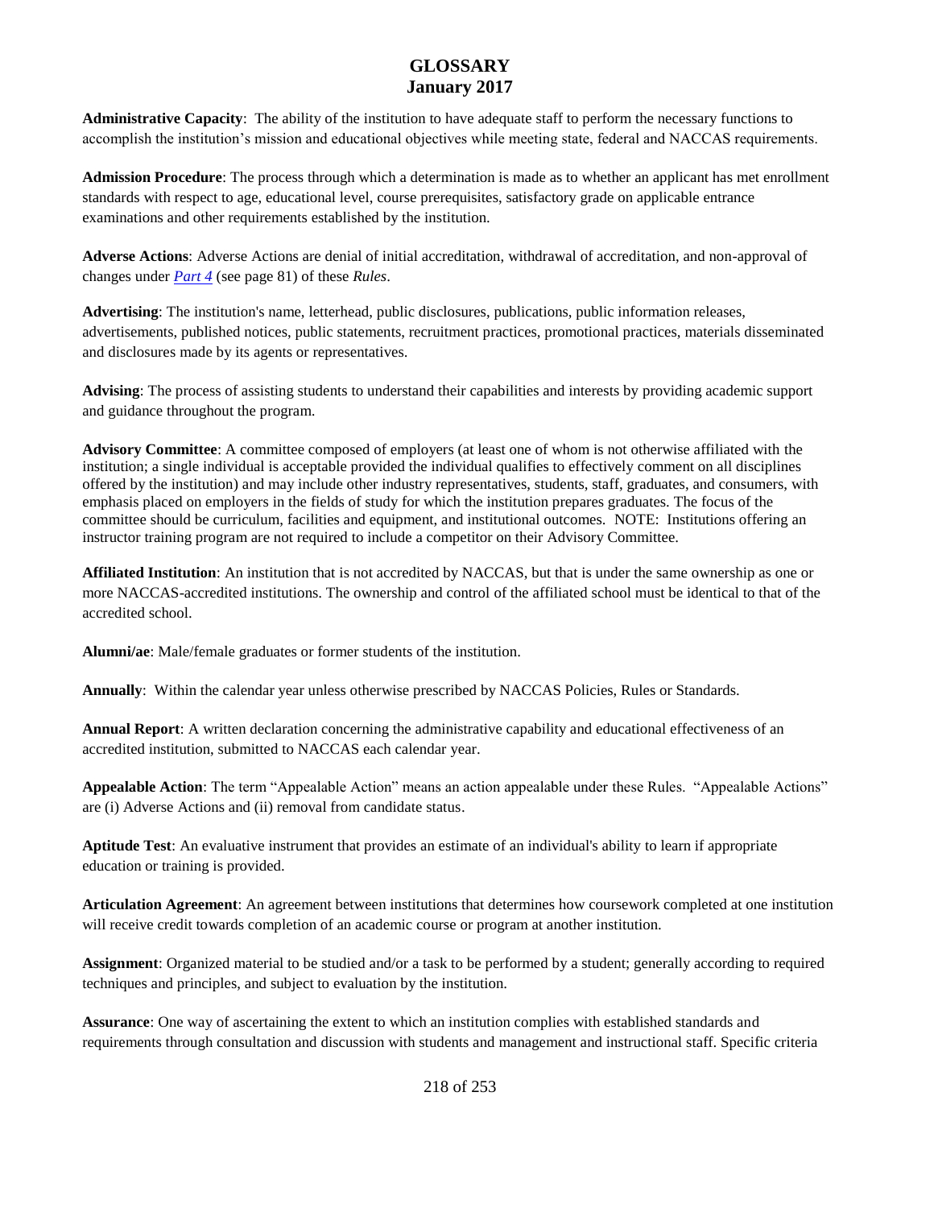# GLOSSARY
## January 2017

**Administrative Capacity**: The ability of the institution to have adequate staff to perform the necessary functions to accomplish the institution's mission and educational objectives while meeting state, federal and NACCAS requirements.

**Admission Procedure**: The process through which a determination is made as to whether an applicant has met enrollment standards with respect to age, educational level, course prerequisites, satisfactory grade on applicable entrance examinations and other requirements established by the institution.

**Adverse Actions**: Adverse Actions are denial of initial accreditation, withdrawal of accreditation, and non-approval of changes under *Part 4* (see page 81) of these *Rules*.

**Advertising**: The institution's name, letterhead, public disclosures, publications, public information releases, advertisements, published notices, public statements, recruitment practices, promotional practices, materials disseminated and disclosures made by its agents or representatives.

**Advising**: The process of assisting students to understand their capabilities and interests by providing academic support and guidance throughout the program.

**Advisory Committee**: A committee composed of employers (at least one of whom is not otherwise affiliated with the institution; a single individual is acceptable provided the individual qualifies to effectively comment on all disciplines offered by the institution) and may include other industry representatives, students, staff, graduates, and consumers, with emphasis placed on employers in the fields of study for which the institution prepares graduates. The focus of the committee should be curriculum, facilities and equipment, and institutional outcomes. NOTE: Institutions offering an instructor training program are not required to include a competitor on their Advisory Committee.

**Affiliated Institution**: An institution that is not accredited by NACCAS, but that is under the same ownership as one or more NACCAS-accredited institutions. The ownership and control of the affiliated school must be identical to that of the accredited school.

**Alumni/ae**: Male/female graduates or former students of the institution.

**Annually**: Within the calendar year unless otherwise prescribed by NACCAS Policies, Rules or Standards.

**Annual Report**: A written declaration concerning the administrative capability and educational effectiveness of an accredited institution, submitted to NACCAS each calendar year.

**Appealable Action**: The term "Appealable Action" means an action appealable under these Rules. "Appealable Actions" are (i) Adverse Actions and (ii) removal from candidate status.

**Aptitude Test**: An evaluative instrument that provides an estimate of an individual's ability to learn if appropriate education or training is provided.

**Articulation Agreement**: An agreement between institutions that determines how coursework completed at one institution will receive credit towards completion of an academic course or program at another institution.

**Assignment**: Organized material to be studied and/or a task to be performed by a student; generally according to required techniques and principles, and subject to evaluation by the institution.

**Assurance**: One way of ascertaining the extent to which an institution complies with established standards and requirements through consultation and discussion with students and management and instructional staff. Specific criteria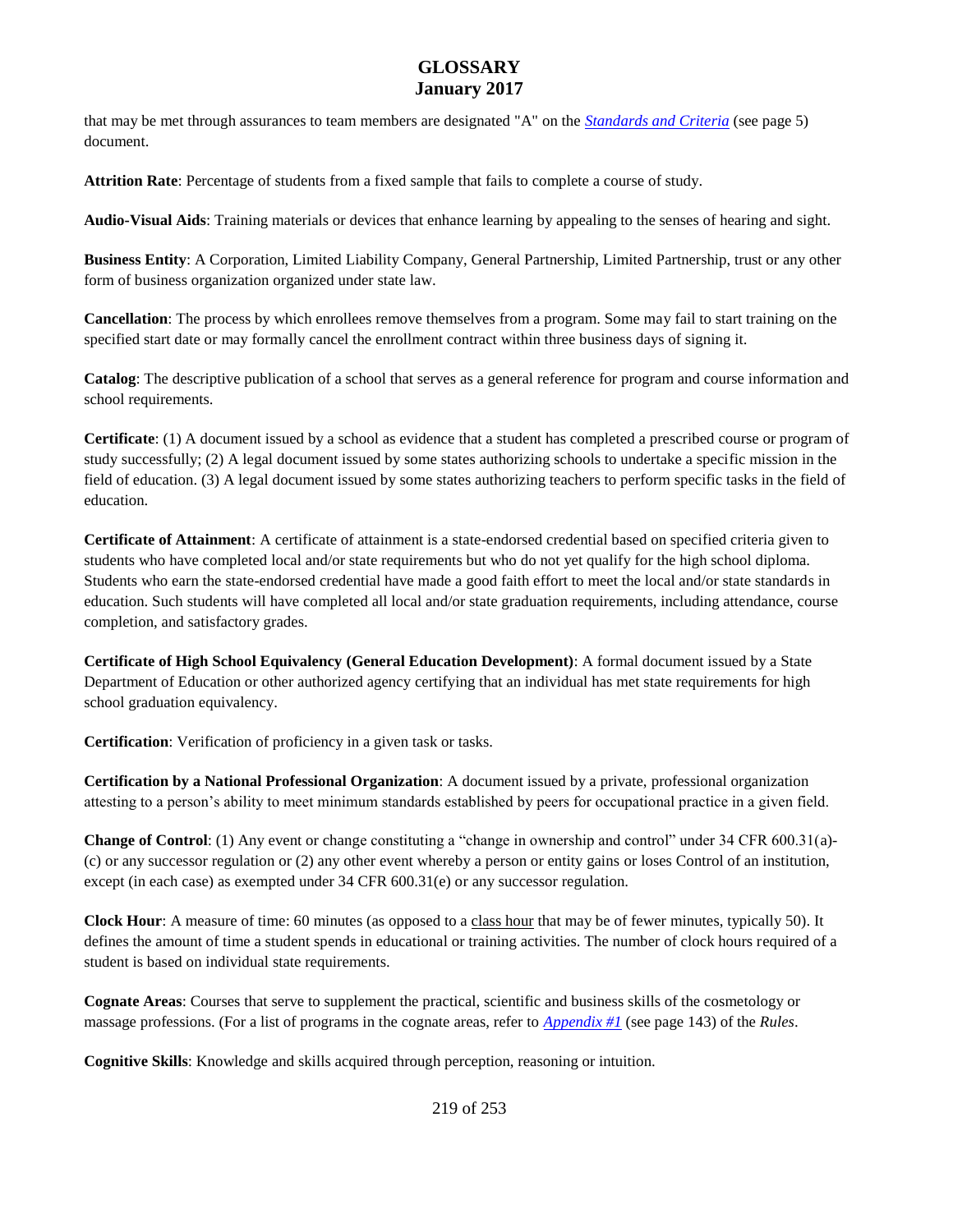that may be met through assurances to team members are designated "A" on the *Standards and Criteria* (see page 5) document.

**Attrition Rate**: Percentage of students from a fixed sample that fails to complete a course of study.

**Audio-Visual Aids**: Training materials or devices that enhance learning by appealing to the senses of hearing and sight.

**Business Entity**: A Corporation, Limited Liability Company, General Partnership, Limited Partnership, trust or any other form of business organization organized under state law.

**Cancellation**: The process by which enrollees remove themselves from a program. Some may fail to start training on the specified start date or may formally cancel the enrollment contract within three business days of signing it.

**Catalog**: The descriptive publication of a school that serves as a general reference for program and course information and school requirements.

**Certificate**: (1) A document issued by a school as evidence that a student has completed a prescribed course or program of study successfully; (2) A legal document issued by some states authorizing schools to undertake a specific mission in the field of education. (3) A legal document issued by some states authorizing teachers to perform specific tasks in the field of education.

**Certificate of Attainment**: A certificate of attainment is a state-endorsed credential based on specified criteria given to students who have completed local and/or state requirements but who do not yet qualify for the high school diploma. Students who earn the state-endorsed credential have made a good faith effort to meet the local and/or state standards in education. Such students will have completed all local and/or state graduation requirements, including attendance, course completion, and satisfactory grades.

**Certificate of High School Equivalency (General Education Development)**: A formal document issued by a State Department of Education or other authorized agency certifying that an individual has met state requirements for high school graduation equivalency.

**Certification**: Verification of proficiency in a given task or tasks.

**Certification by a National Professional Organization**: A document issued by a private, professional organization attesting to a person's ability to meet minimum standards established by peers for occupational practice in a given field.

**Change of Control**: (1) Any event or change constituting a "change in ownership and control" under 34 CFR 600.31(a)-(c) or any successor regulation or (2) any other event whereby a person or entity gains or loses Control of an institution, except (in each case) as exempted under 34 CFR 600.31(e) or any successor regulation.

**Clock Hour**: A measure of time: 60 minutes (as opposed to a class hour that may be of fewer minutes, typically 50). It defines the amount of time a student spends in educational or training activities. The number of clock hours required of a student is based on individual state requirements.

**Cognate Areas**: Courses that serve to supplement the practical, scientific and business skills of the cosmetology or massage professions. (For a list of programs in the cognate areas, refer to *Appendix #1* (see page 143) of the *Rules*.

**Cognitive Skills**: Knowledge and skills acquired through perception, reasoning or intuition.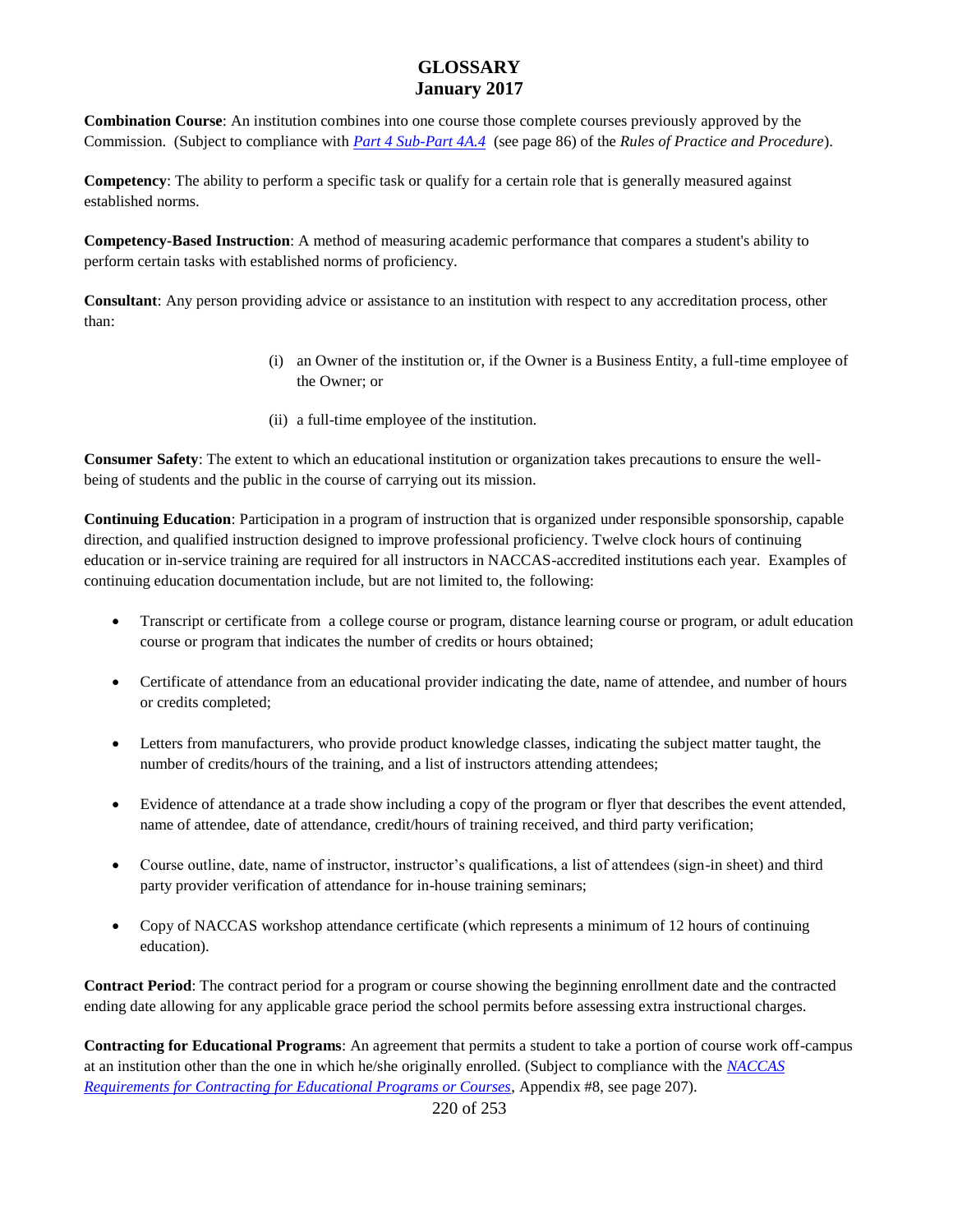# GLOSSARY
## January 2017

**Combination Course**: An institution combines into one course those complete courses previously approved by the Commission. (Subject to compliance with *Part 4 Sub-Part 4A.4* (see page 86) of the *Rules of Practice and Procedure*).

**Competency**: The ability to perform a specific task or qualify for a certain role that is generally measured against established norms.

**Competency-Based Instruction**: A method of measuring academic performance that compares a student's ability to perform certain tasks with established norms of proficiency.

**Consultant**: Any person providing advice or assistance to an institution with respect to any accreditation process, other than:

(i) an Owner of the institution or, if the Owner is a Business Entity, a full-time employee of the Owner; or

(ii) a full-time employee of the institution.

**Consumer Safety**: The extent to which an educational institution or organization takes precautions to ensure the well-being of students and the public in the course of carrying out its mission.

**Continuing Education**: Participation in a program of instruction that is organized under responsible sponsorship, capable direction, and qualified instruction designed to improve professional proficiency. Twelve clock hours of continuing education or in-service training are required for all instructors in NACCAS-accredited institutions each year. Examples of continuing education documentation include, but are not limited to, the following:

- Transcript or certificate from a college course or program, distance learning course or program, or adult education course or program that indicates the number of credits or hours obtained;
- Certificate of attendance from an educational provider indicating the date, name of attendee, and number of hours or credits completed;
- Letters from manufacturers, who provide product knowledge classes, indicating the subject matter taught, the number of credits/hours of the training, and a list of instructors attending attendees;
- Evidence of attendance at a trade show including a copy of the program or flyer that describes the event attended, name of attendee, date of attendance, credit/hours of training received, and third party verification;
- Course outline, date, name of instructor, instructor's qualifications, a list of attendees (sign-in sheet) and third party provider verification of attendance for in-house training seminars;
- Copy of NACCAS workshop attendance certificate (which represents a minimum of 12 hours of continuing education).

**Contract Period**: The contract period for a program or course showing the beginning enrollment date and the contracted ending date allowing for any applicable grace period the school permits before assessing extra instructional charges.

**Contracting for Educational Programs**: An agreement that permits a student to take a portion of course work off-campus at an institution other than the one in which he/she originally enrolled. (Subject to compliance with the *NACCAS Requirements for Contracting for Educational Programs or Courses*, Appendix #8, see page 207).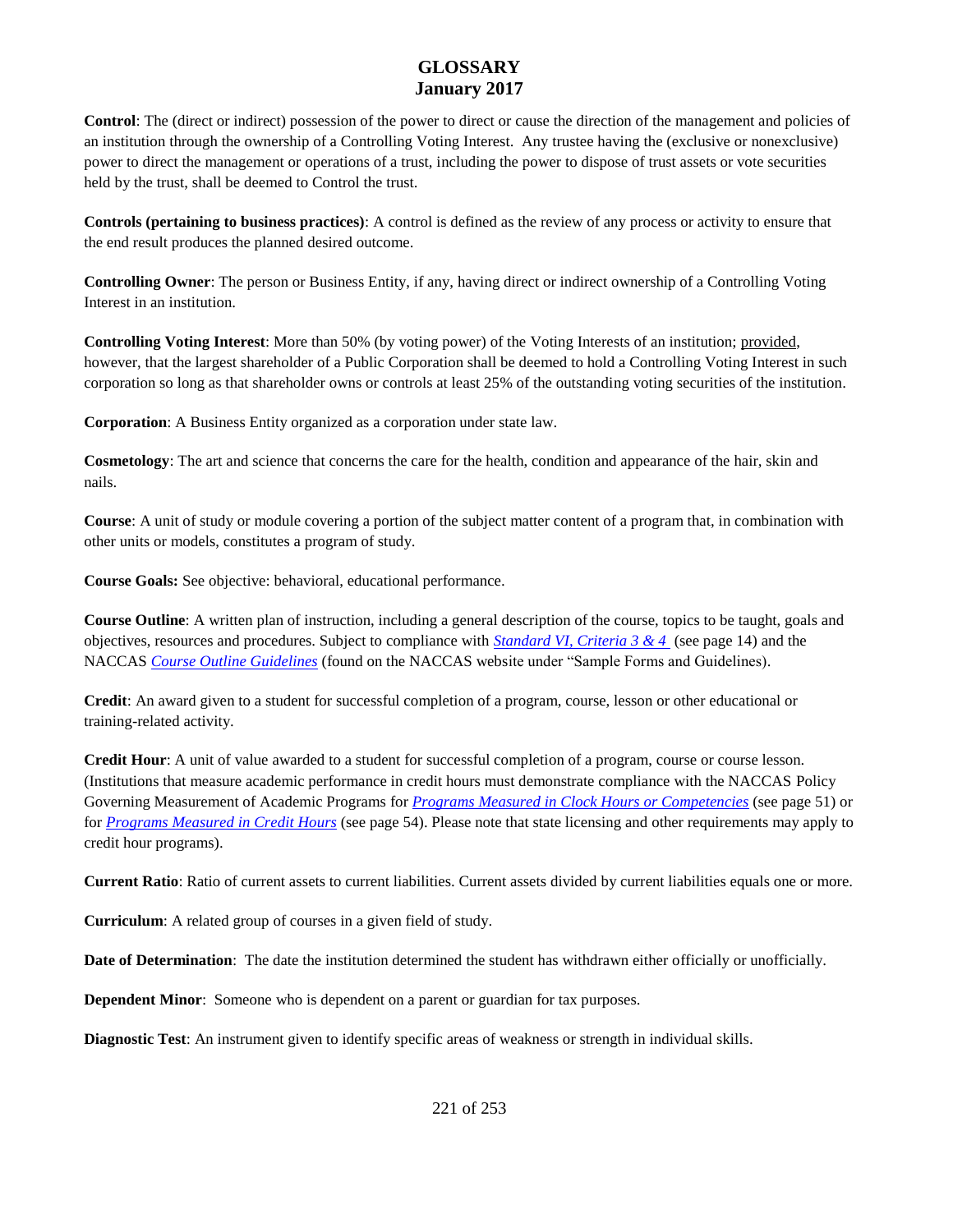# GLOSSARY
## January 2017

**Control**: The (direct or indirect) possession of the power to direct or cause the direction of the management and policies of an institution through the ownership of a Controlling Voting Interest. Any trustee having the (exclusive or nonexclusive) power to direct the management or operations of a trust, including the power to dispose of trust assets or vote securities held by the trust, shall be deemed to Control the trust.

**Controls (pertaining to business practices)**: A control is defined as the review of any process or activity to ensure that the end result produces the planned desired outcome.

**Controlling Owner**: The person or Business Entity, if any, having direct or indirect ownership of a Controlling Voting Interest in an institution.

**Controlling Voting Interest**: More than 50% (by voting power) of the Voting Interests of an institution; provided, however, that the largest shareholder of a Public Corporation shall be deemed to hold a Controlling Voting Interest in such corporation so long as that shareholder owns or controls at least 25% of the outstanding voting securities of the institution.

**Corporation**: A Business Entity organized as a corporation under state law.

**Cosmetology**: The art and science that concerns the care for the health, condition and appearance of the hair, skin and nails.

**Course**: A unit of study or module covering a portion of the subject matter content of a program that, in combination with other units or models, constitutes a program of study.

**Course Goals:** See objective: behavioral, educational performance.

**Course Outline**: A written plan of instruction, including a general description of the course, topics to be taught, goals and objectives, resources and procedures. Subject to compliance with *Standard VI, Criteria 3 & 4* (see page 14) and the NACCAS *Course Outline Guidelines* (found on the NACCAS website under "Sample Forms and Guidelines).

**Credit**: An award given to a student for successful completion of a program, course, lesson or other educational or training-related activity.

**Credit Hour**: A unit of value awarded to a student for successful completion of a program, course or course lesson. (Institutions that measure academic performance in credit hours must demonstrate compliance with the NACCAS Policy Governing Measurement of Academic Programs for *Programs Measured in Clock Hours or Competencies* (see page 51) or for *Programs Measured in Credit Hours* (see page 54). Please note that state licensing and other requirements may apply to credit hour programs).

**Current Ratio**: Ratio of current assets to current liabilities. Current assets divided by current liabilities equals one or more.

**Curriculum**: A related group of courses in a given field of study.

**Date of Determination**: The date the institution determined the student has withdrawn either officially or unofficially.

**Dependent Minor**: Someone who is dependent on a parent or guardian for tax purposes.

**Diagnostic Test**: An instrument given to identify specific areas of weakness or strength in individual skills.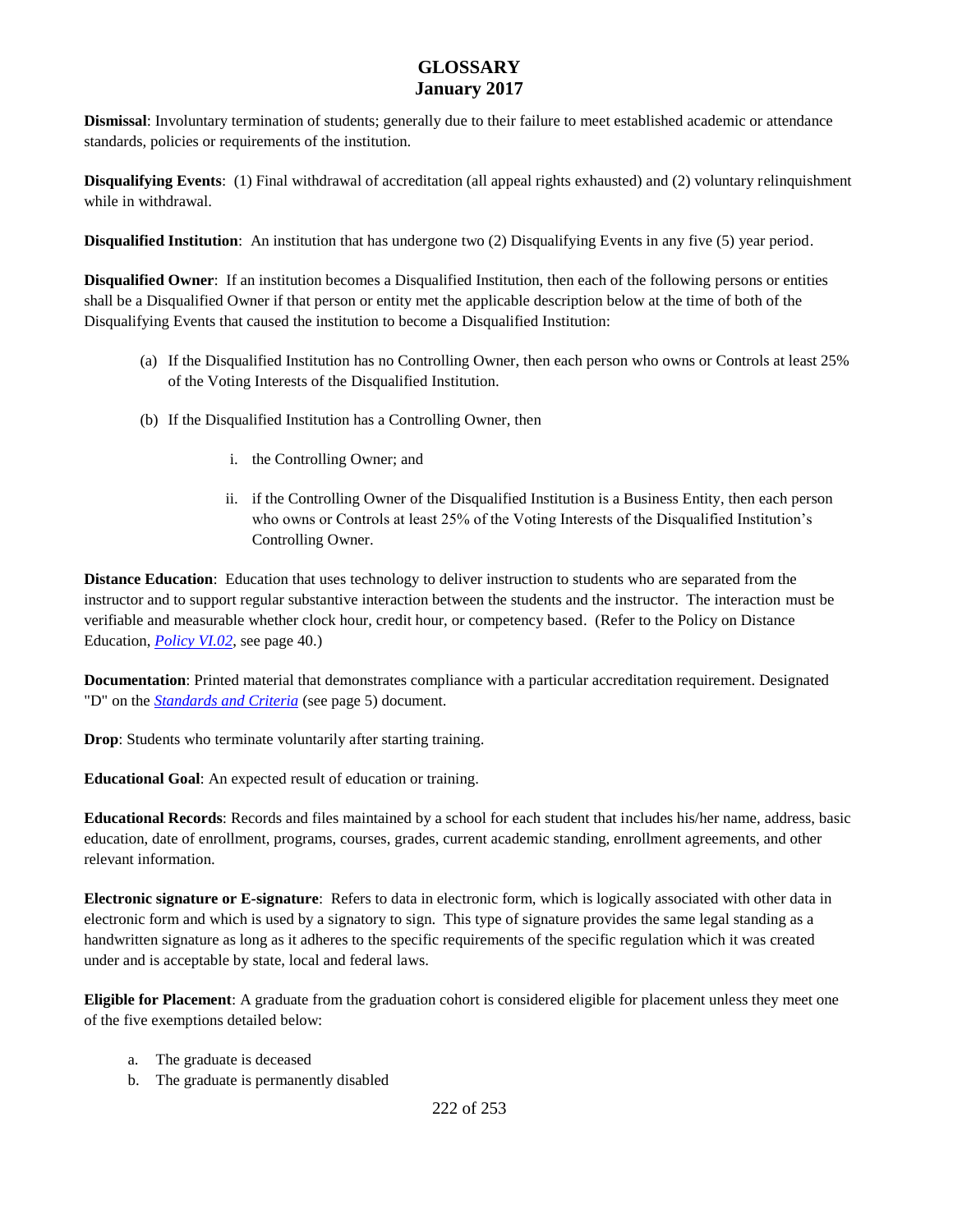# GLOSSARY
## January 2017

**Dismissal**: Involuntary termination of students; generally due to their failure to meet established academic or attendance standards, policies or requirements of the institution.

**Disqualifying Events**: (1) Final withdrawal of accreditation (all appeal rights exhausted) and (2) voluntary relinquishment while in withdrawal.

**Disqualified Institution**: An institution that has undergone two (2) Disqualifying Events in any five (5) year period.

**Disqualified Owner**: If an institution becomes a Disqualified Institution, then each of the following persons or entities shall be a Disqualified Owner if that person or entity met the applicable description below at the time of both of the Disqualifying Events that caused the institution to become a Disqualified Institution:

(a) If the Disqualified Institution has no Controlling Owner, then each person who owns or Controls at least 25% of the Voting Interests of the Disqualified Institution.

(b) If the Disqualified Institution has a Controlling Owner, then

  i. the Controlling Owner; and

  ii. if the Controlling Owner of the Disqualified Institution is a Business Entity, then each person who owns or Controls at least 25% of the Voting Interests of the Disqualified Institution's Controlling Owner.

**Distance Education**: Education that uses technology to deliver instruction to students who are separated from the instructor and to support regular substantive interaction between the students and the instructor. The interaction must be verifiable and measurable whether clock hour, credit hour, or competency based. (Refer to the Policy on Distance Education, *Policy VI.02*, see page 40.)

**Documentation**: Printed material that demonstrates compliance with a particular accreditation requirement. Designated "D" on the *Standards and Criteria* (see page 5) document.

**Drop**: Students who terminate voluntarily after starting training.

**Educational Goal**: An expected result of education or training.

**Educational Records**: Records and files maintained by a school for each student that includes his/her name, address, basic education, date of enrollment, programs, courses, grades, current academic standing, enrollment agreements, and other relevant information.

**Electronic signature or E-signature**: Refers to data in electronic form, which is logically associated with other data in electronic form and which is used by a signatory to sign. This type of signature provides the same legal standing as a handwritten signature as long as it adheres to the specific requirements of the specific regulation which it was created under and is acceptable by state, local and federal laws.

**Eligible for Placement**: A graduate from the graduation cohort is considered eligible for placement unless they meet one of the five exemptions detailed below:

a. The graduate is deceased
b. The graduate is permanently disabled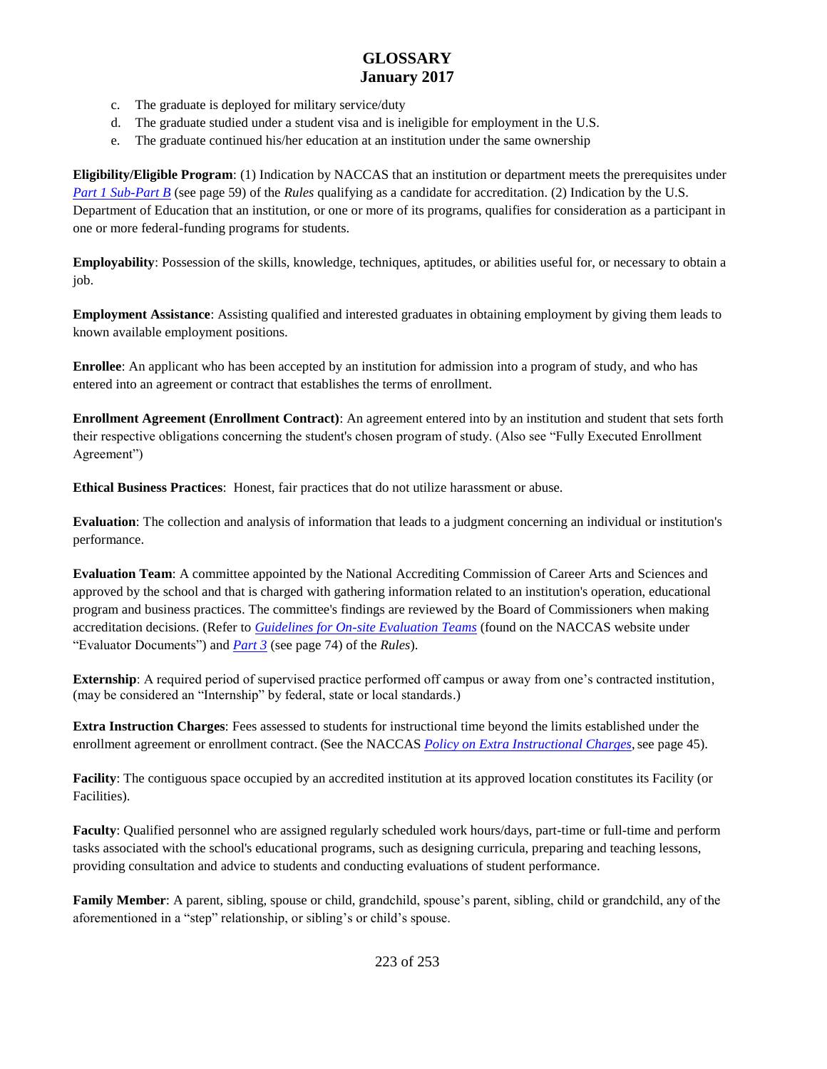c. The graduate is deployed for military service/duty
d. The graduate studied under a student visa and is ineligible for employment in the U.S.
e. The graduate continued his/her education at an institution under the same ownership

**Eligibility/Eligible Program**: (1) Indication by NACCAS that an institution or department meets the prerequisites under *Part 1 Sub-Part B* (see page 59) of the *Rules* qualifying as a candidate for accreditation. (2) Indication by the U.S. Department of Education that an institution, or one or more of its programs, qualifies for consideration as a participant in one or more federal-funding programs for students.

**Employability**: Possession of the skills, knowledge, techniques, aptitudes, or abilities useful for, or necessary to obtain a job.

**Employment Assistance**: Assisting qualified and interested graduates in obtaining employment by giving them leads to known available employment positions.

**Enrollee**: An applicant who has been accepted by an institution for admission into a program of study, and who has entered into an agreement or contract that establishes the terms of enrollment.

**Enrollment Agreement (Enrollment Contract)**: An agreement entered into by an institution and student that sets forth their respective obligations concerning the student's chosen program of study. (Also see "Fully Executed Enrollment Agreement")

**Ethical Business Practices**: Honest, fair practices that do not utilize harassment or abuse.

**Evaluation**: The collection and analysis of information that leads to a judgment concerning an individual or institution's performance.

**Evaluation Team**: A committee appointed by the National Accrediting Commission of Career Arts and Sciences and approved by the school and that is charged with gathering information related to an institution's operation, educational program and business practices. The committee's findings are reviewed by the Board of Commissioners when making accreditation decisions. (Refer to *Guidelines for On-site Evaluation Teams* (found on the NACCAS website under "Evaluator Documents") and *Part 3* (see page 74) of the *Rules*).

**Externship**: A required period of supervised practice performed off campus or away from one's contracted institution, (may be considered an "Internship" by federal, state or local standards.)

**Extra Instruction Charges**: Fees assessed to students for instructional time beyond the limits established under the enrollment agreement or enrollment contract. (See the NACCAS *Policy on Extra Instructional Charges*, see page 45).

**Facility**: The contiguous space occupied by an accredited institution at its approved location constitutes its Facility (or Facilities).

**Faculty**: Qualified personnel who are assigned regularly scheduled work hours/days, part-time or full-time and perform tasks associated with the school's educational programs, such as designing curricula, preparing and teaching lessons, providing consultation and advice to students and conducting evaluations of student performance.

**Family Member**: A parent, sibling, spouse or child, grandchild, spouse's parent, sibling, child or grandchild, any of the aforementioned in a "step" relationship, or sibling's or child's spouse.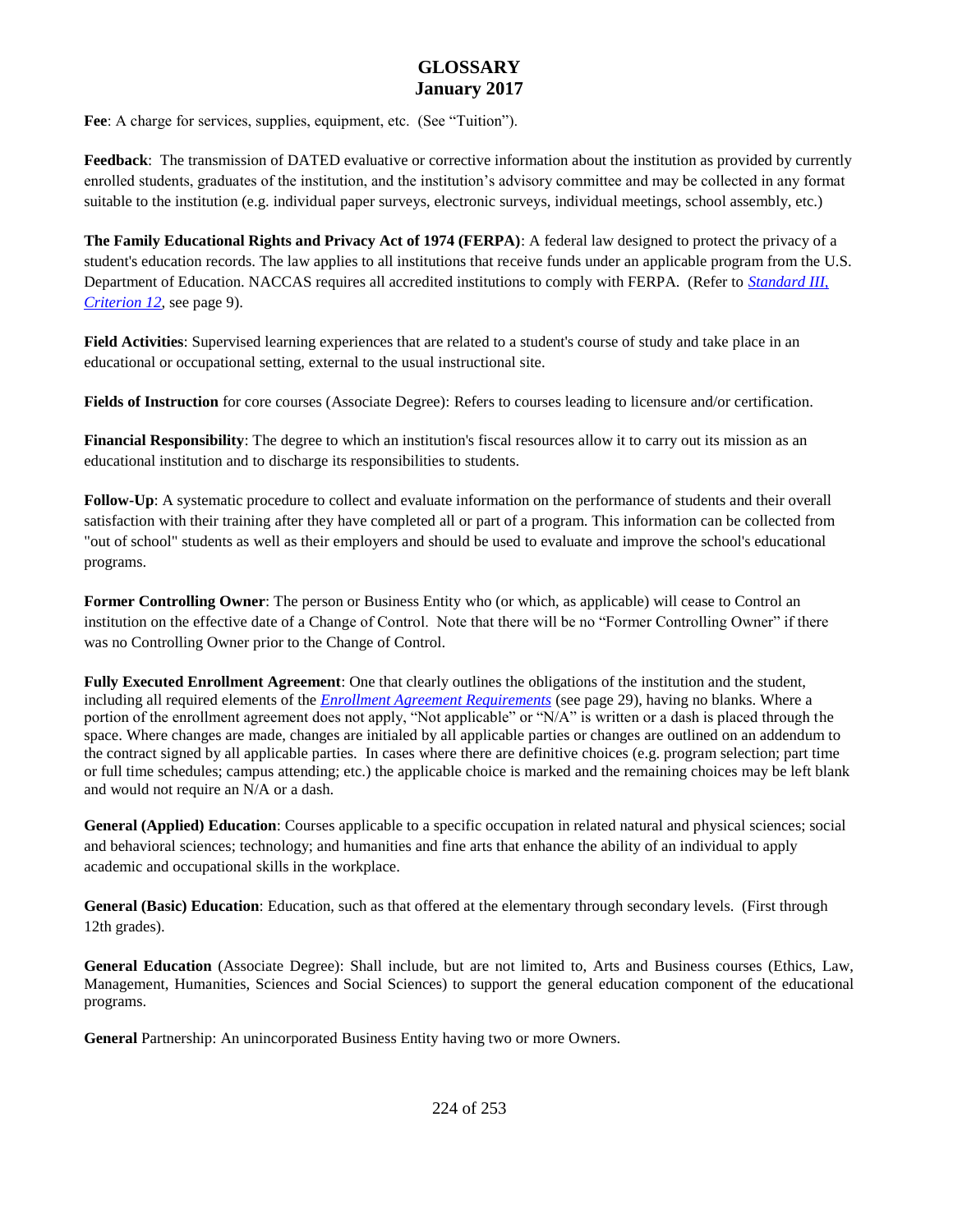# GLOSSARY
## January 2017

**Fee**: A charge for services, supplies, equipment, etc. (See "Tuition").

**Feedback**: The transmission of DATED evaluative or corrective information about the institution as provided by currently enrolled students, graduates of the institution, and the institution's advisory committee and may be collected in any format suitable to the institution (e.g. individual paper surveys, electronic surveys, individual meetings, school assembly, etc.)

**The Family Educational Rights and Privacy Act of 1974 (FERPA)**: A federal law designed to protect the privacy of a student's education records. The law applies to all institutions that receive funds under an applicable program from the U.S. Department of Education. NACCAS requires all accredited institutions to comply with FERPA. (Refer to *Standard III, Criterion 12*, see page 9).

**Field Activities**: Supervised learning experiences that are related to a student's course of study and take place in an educational or occupational setting, external to the usual instructional site.

**Fields of Instruction** for core courses (Associate Degree): Refers to courses leading to licensure and/or certification.

**Financial Responsibility**: The degree to which an institution's fiscal resources allow it to carry out its mission as an educational institution and to discharge its responsibilities to students.

**Follow-Up**: A systematic procedure to collect and evaluate information on the performance of students and their overall satisfaction with their training after they have completed all or part of a program. This information can be collected from "out of school" students as well as their employers and should be used to evaluate and improve the school's educational programs.

**Former Controlling Owner**: The person or Business Entity who (or which, as applicable) will cease to Control an institution on the effective date of a Change of Control. Note that there will be no "Former Controlling Owner" if there was no Controlling Owner prior to the Change of Control.

**Fully Executed Enrollment Agreement**: One that clearly outlines the obligations of the institution and the student, including all required elements of the *Enrollment Agreement Requirements* (see page 29), having no blanks. Where a portion of the enrollment agreement does not apply, "Not applicable" or "N/A" is written or a dash is placed through the space. Where changes are made, changes are initialed by all applicable parties or changes are outlined on an addendum to the contract signed by all applicable parties. In cases where there are definitive choices (e.g. program selection; part time or full time schedules; campus attending; etc.) the applicable choice is marked and the remaining choices may be left blank and would not require an N/A or a dash.

**General (Applied) Education**: Courses applicable to a specific occupation in related natural and physical sciences; social and behavioral sciences; technology; and humanities and fine arts that enhance the ability of an individual to apply academic and occupational skills in the workplace.

**General (Basic) Education**: Education, such as that offered at the elementary through secondary levels. (First through 12th grades).

**General Education** (Associate Degree): Shall include, but are not limited to, Arts and Business courses (Ethics, Law, Management, Humanities, Sciences and Social Sciences) to support the general education component of the educational programs.

**General** Partnership: An unincorporated Business Entity having two or more Owners.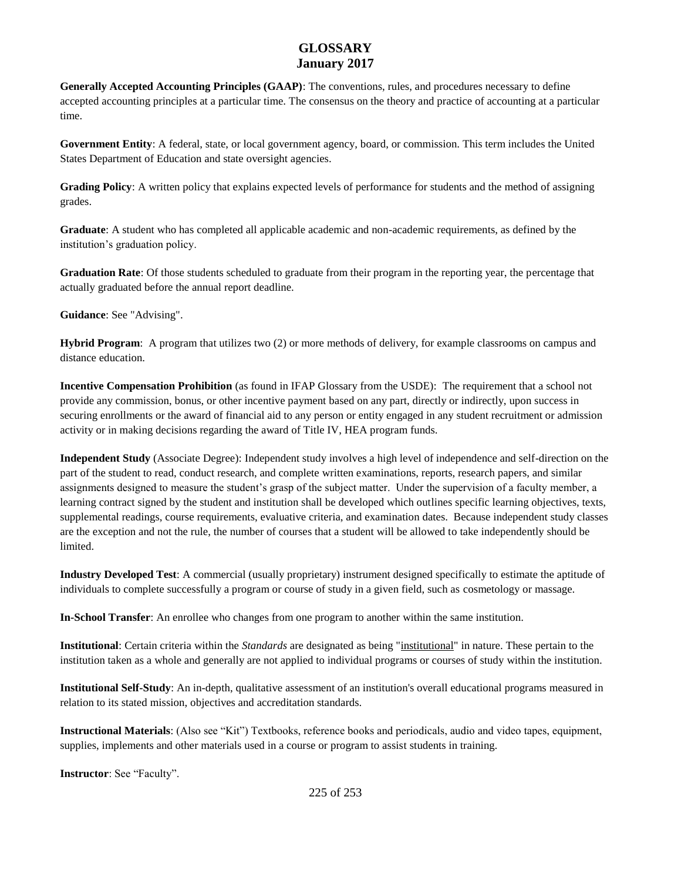# GLOSSARY
## January 2017

**Generally Accepted Accounting Principles (GAAP)**: The conventions, rules, and procedures necessary to define accepted accounting principles at a particular time. The consensus on the theory and practice of accounting at a particular time.

**Government Entity**: A federal, state, or local government agency, board, or commission. This term includes the United States Department of Education and state oversight agencies.

**Grading Policy**: A written policy that explains expected levels of performance for students and the method of assigning grades.

**Graduate**: A student who has completed all applicable academic and non-academic requirements, as defined by the institution's graduation policy.

**Graduation Rate**: Of those students scheduled to graduate from their program in the reporting year, the percentage that actually graduated before the annual report deadline.

**Guidance**: See "Advising".

**Hybrid Program**: A program that utilizes two (2) or more methods of delivery, for example classrooms on campus and distance education.

**Incentive Compensation Prohibition** (as found in IFAP Glossary from the USDE): The requirement that a school not provide any commission, bonus, or other incentive payment based on any part, directly or indirectly, upon success in securing enrollments or the award of financial aid to any person or entity engaged in any student recruitment or admission activity or in making decisions regarding the award of Title IV, HEA program funds.

**Independent Study** (Associate Degree): Independent study involves a high level of independence and self-direction on the part of the student to read, conduct research, and complete written examinations, reports, research papers, and similar assignments designed to measure the student's grasp of the subject matter. Under the supervision of a faculty member, a learning contract signed by the student and institution shall be developed which outlines specific learning objectives, texts, supplemental readings, course requirements, evaluative criteria, and examination dates. Because independent study classes are the exception and not the rule, the number of courses that a student will be allowed to take independently should be limited.

**Industry Developed Test**: A commercial (usually proprietary) instrument designed specifically to estimate the aptitude of individuals to complete successfully a program or course of study in a given field, such as cosmetology or massage.

**In-School Transfer**: An enrollee who changes from one program to another within the same institution.

**Institutional**: Certain criteria within the *Standards* are designated as being "institutional" in nature. These pertain to the institution taken as a whole and generally are not applied to individual programs or courses of study within the institution.

**Institutional Self-Study**: An in-depth, qualitative assessment of an institution's overall educational programs measured in relation to its stated mission, objectives and accreditation standards.

**Instructional Materials**: (Also see "Kit") Textbooks, reference books and periodicals, audio and video tapes, equipment, supplies, implements and other materials used in a course or program to assist students in training.

**Instructor**: See "Faculty".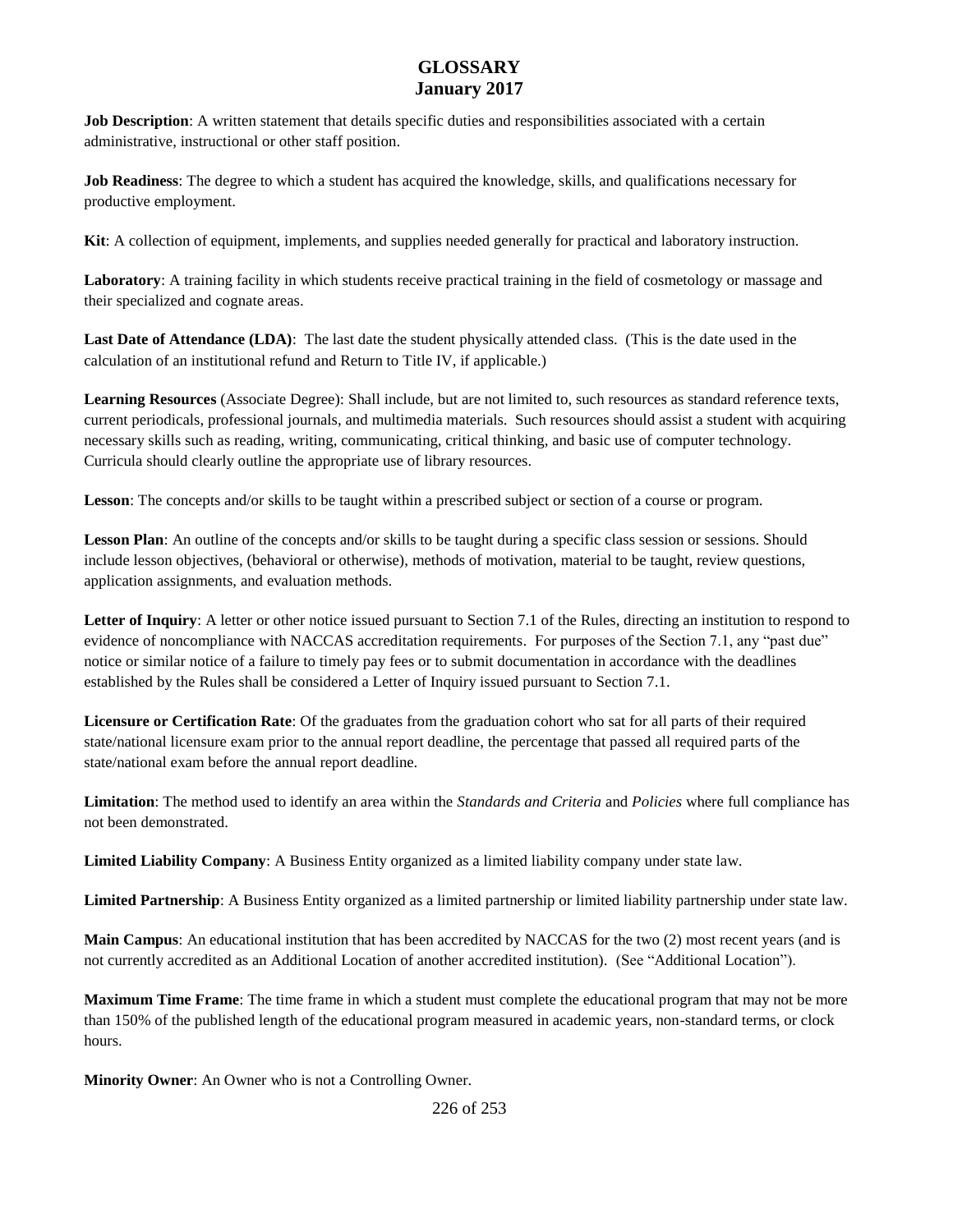# GLOSSARY
## January 2017

**Job Description**: A written statement that details specific duties and responsibilities associated with a certain administrative, instructional or other staff position.

**Job Readiness**: The degree to which a student has acquired the knowledge, skills, and qualifications necessary for productive employment.

**Kit**: A collection of equipment, implements, and supplies needed generally for practical and laboratory instruction.

**Laboratory**: A training facility in which students receive practical training in the field of cosmetology or massage and their specialized and cognate areas.

**Last Date of Attendance (LDA)**: The last date the student physically attended class. (This is the date used in the calculation of an institutional refund and Return to Title IV, if applicable.)

**Learning Resources** (Associate Degree): Shall include, but are not limited to, such resources as standard reference texts, current periodicals, professional journals, and multimedia materials. Such resources should assist a student with acquiring necessary skills such as reading, writing, communicating, critical thinking, and basic use of computer technology. Curricula should clearly outline the appropriate use of library resources.

**Lesson**: The concepts and/or skills to be taught within a prescribed subject or section of a course or program.

**Lesson Plan**: An outline of the concepts and/or skills to be taught during a specific class session or sessions. Should include lesson objectives, (behavioral or otherwise), methods of motivation, material to be taught, review questions, application assignments, and evaluation methods.

**Letter of Inquiry**: A letter or other notice issued pursuant to Section 7.1 of the Rules, directing an institution to respond to evidence of noncompliance with NACCAS accreditation requirements. For purposes of the Section 7.1, any "past due" notice or similar notice of a failure to timely pay fees or to submit documentation in accordance with the deadlines established by the Rules shall be considered a Letter of Inquiry issued pursuant to Section 7.1.

**Licensure or Certification Rate**: Of the graduates from the graduation cohort who sat for all parts of their required state/national licensure exam prior to the annual report deadline, the percentage that passed all required parts of the state/national exam before the annual report deadline.

**Limitation**: The method used to identify an area within the *Standards and Criteria* and *Policies* where full compliance has not been demonstrated.

**Limited Liability Company**: A Business Entity organized as a limited liability company under state law.

**Limited Partnership**: A Business Entity organized as a limited partnership or limited liability partnership under state law.

**Main Campus**: An educational institution that has been accredited by NACCAS for the two (2) most recent years (and is not currently accredited as an Additional Location of another accredited institution). (See "Additional Location").

**Maximum Time Frame**: The time frame in which a student must complete the educational program that may not be more than 150% of the published length of the educational program measured in academic years, non-standard terms, or clock hours.

**Minority Owner**: An Owner who is not a Controlling Owner.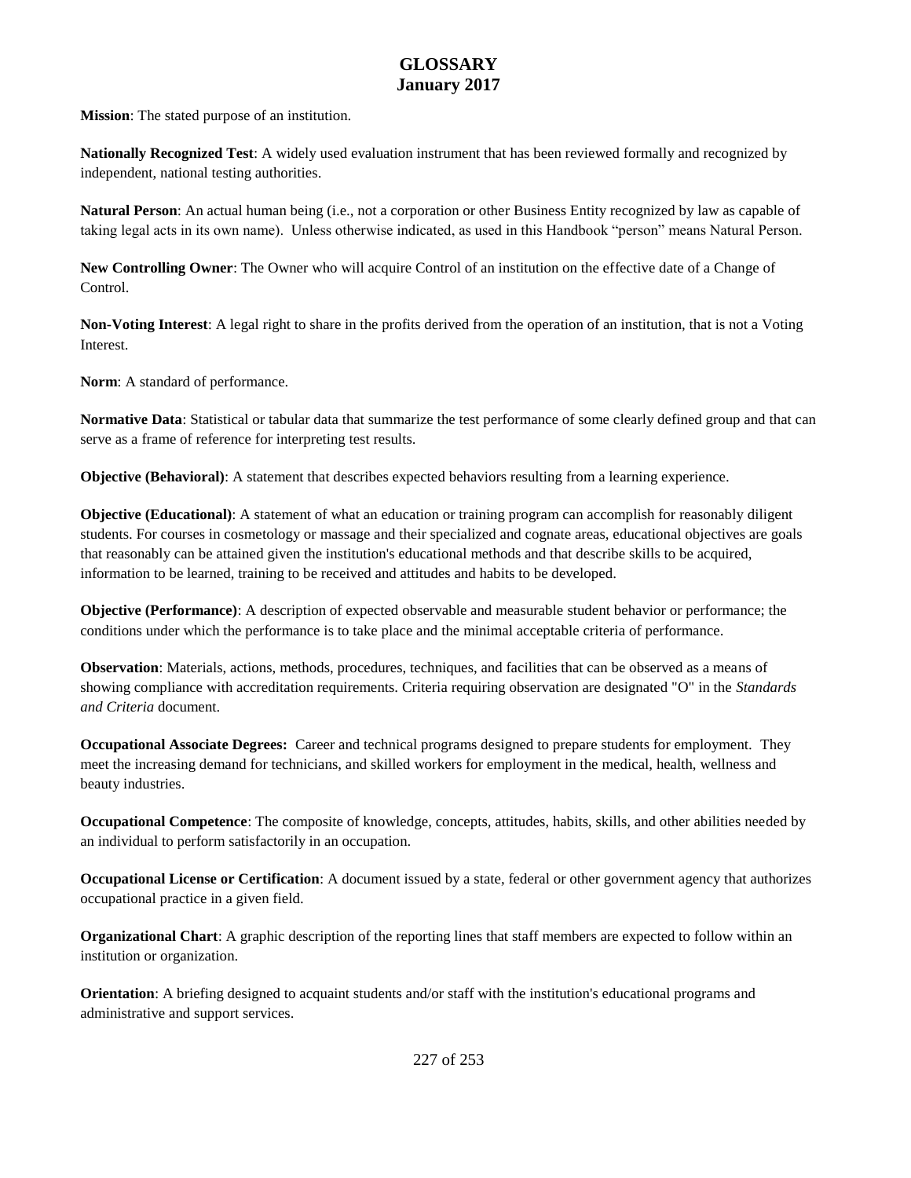# GLOSSARY
## January 2017

**Mission**: The stated purpose of an institution.

**Nationally Recognized Test**: A widely used evaluation instrument that has been reviewed formally and recognized by independent, national testing authorities.

**Natural Person**: An actual human being (i.e., not a corporation or other Business Entity recognized by law as capable of taking legal acts in its own name). Unless otherwise indicated, as used in this Handbook "person" means Natural Person.

**New Controlling Owner**: The Owner who will acquire Control of an institution on the effective date of a Change of Control.

**Non-Voting Interest**: A legal right to share in the profits derived from the operation of an institution, that is not a Voting Interest.

**Norm**: A standard of performance.

**Normative Data**: Statistical or tabular data that summarize the test performance of some clearly defined group and that can serve as a frame of reference for interpreting test results.

**Objective (Behavioral)**: A statement that describes expected behaviors resulting from a learning experience.

**Objective (Educational)**: A statement of what an education or training program can accomplish for reasonably diligent students. For courses in cosmetology or massage and their specialized and cognate areas, educational objectives are goals that reasonably can be attained given the institution's educational methods and that describe skills to be acquired, information to be learned, training to be received and attitudes and habits to be developed.

**Objective (Performance)**: A description of expected observable and measurable student behavior or performance; the conditions under which the performance is to take place and the minimal acceptable criteria of performance.

**Observation**: Materials, actions, methods, procedures, techniques, and facilities that can be observed as a means of showing compliance with accreditation requirements. Criteria requiring observation are designated "O" in the *Standards and Criteria* document.

**Occupational Associate Degrees:** Career and technical programs designed to prepare students for employment. They meet the increasing demand for technicians, and skilled workers for employment in the medical, health, wellness and beauty industries.

**Occupational Competence**: The composite of knowledge, concepts, attitudes, habits, skills, and other abilities needed by an individual to perform satisfactorily in an occupation.

**Occupational License or Certification**: A document issued by a state, federal or other government agency that authorizes occupational practice in a given field.

**Organizational Chart**: A graphic description of the reporting lines that staff members are expected to follow within an institution or organization.

**Orientation**: A briefing designed to acquaint students and/or staff with the institution's educational programs and administrative and support services.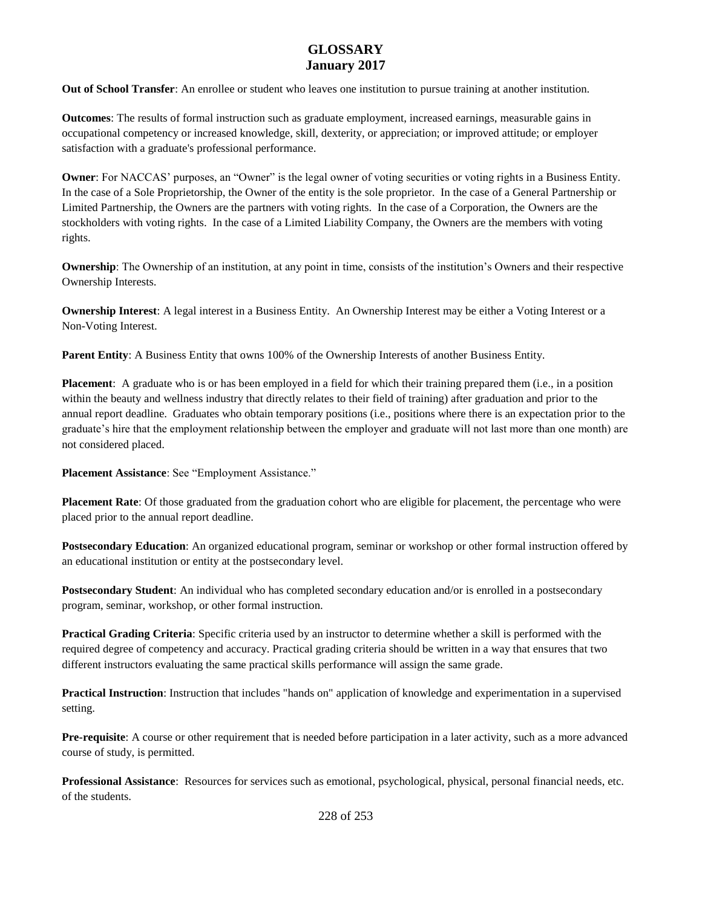# GLOSSARY
## January 2017

**Out of School Transfer**: An enrollee or student who leaves one institution to pursue training at another institution.

**Outcomes**: The results of formal instruction such as graduate employment, increased earnings, measurable gains in occupational competency or increased knowledge, skill, dexterity, or appreciation; or improved attitude; or employer satisfaction with a graduate's professional performance.

**Owner**: For NACCAS' purposes, an "Owner" is the legal owner of voting securities or voting rights in a Business Entity. In the case of a Sole Proprietorship, the Owner of the entity is the sole proprietor. In the case of a General Partnership or Limited Partnership, the Owners are the partners with voting rights. In the case of a Corporation, the Owners are the stockholders with voting rights. In the case of a Limited Liability Company, the Owners are the members with voting rights.

**Ownership**: The Ownership of an institution, at any point in time, consists of the institution's Owners and their respective Ownership Interests.

**Ownership Interest**: A legal interest in a Business Entity. An Ownership Interest may be either a Voting Interest or a Non-Voting Interest.

**Parent Entity**: A Business Entity that owns 100% of the Ownership Interests of another Business Entity.

**Placement**: A graduate who is or has been employed in a field for which their training prepared them (i.e., in a position within the beauty and wellness industry that directly relates to their field of training) after graduation and prior to the annual report deadline. Graduates who obtain temporary positions (i.e., positions where there is an expectation prior to the graduate's hire that the employment relationship between the employer and graduate will not last more than one month) are not considered placed.

**Placement Assistance**: See "Employment Assistance."

**Placement Rate**: Of those graduated from the graduation cohort who are eligible for placement, the percentage who were placed prior to the annual report deadline.

**Postsecondary Education**: An organized educational program, seminar or workshop or other formal instruction offered by an educational institution or entity at the postsecondary level.

**Postsecondary Student**: An individual who has completed secondary education and/or is enrolled in a postsecondary program, seminar, workshop, or other formal instruction.

**Practical Grading Criteria**: Specific criteria used by an instructor to determine whether a skill is performed with the required degree of competency and accuracy. Practical grading criteria should be written in a way that ensures that two different instructors evaluating the same practical skills performance will assign the same grade.

**Practical Instruction**: Instruction that includes "hands on" application of knowledge and experimentation in a supervised setting.

**Pre-requisite**: A course or other requirement that is needed before participation in a later activity, such as a more advanced course of study, is permitted.

**Professional Assistance**: Resources for services such as emotional, psychological, physical, personal financial needs, etc. of the students.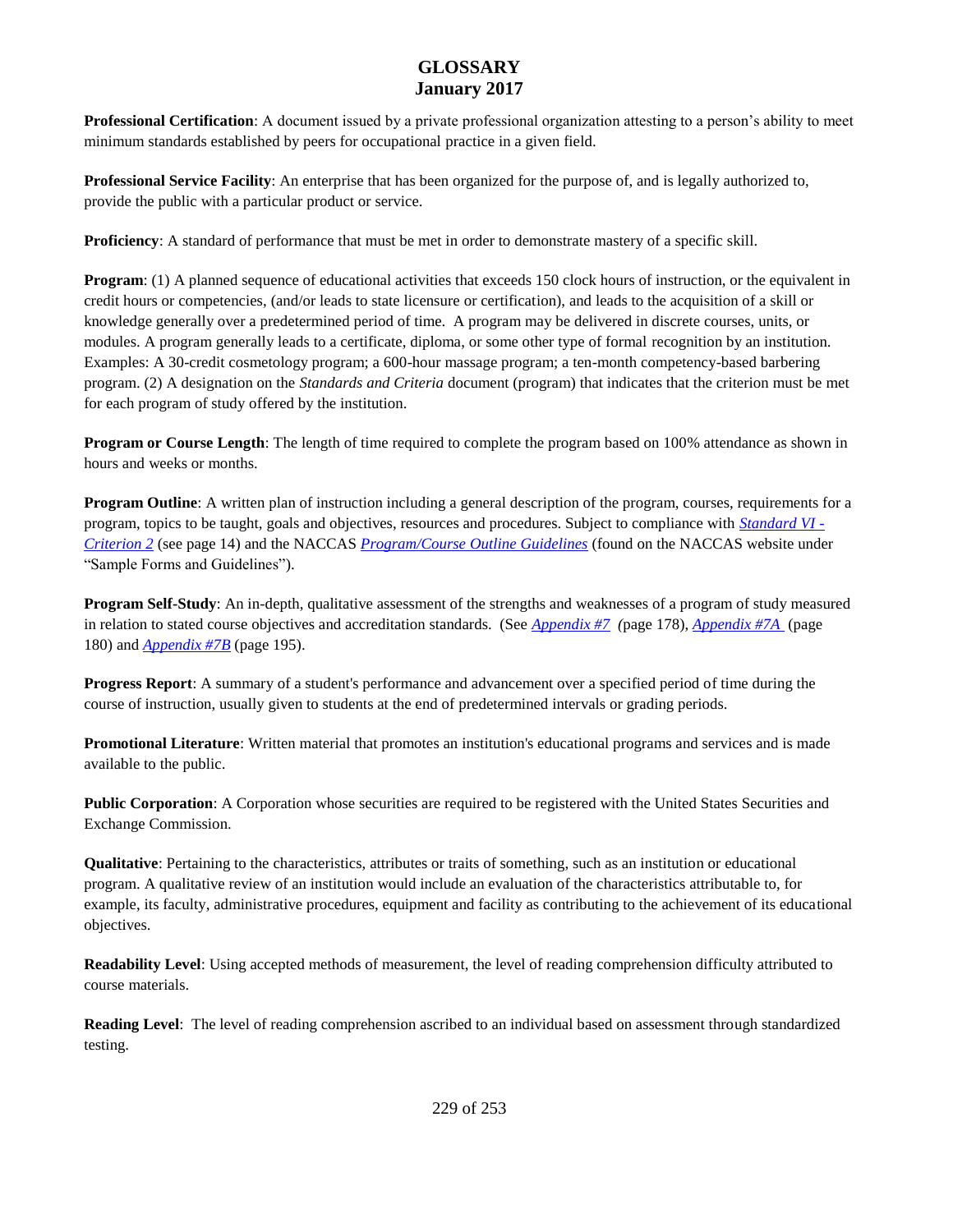# GLOSSARY
## January 2017

**Professional Certification**: A document issued by a private professional organization attesting to a person's ability to meet minimum standards established by peers for occupational practice in a given field.

**Professional Service Facility**: An enterprise that has been organized for the purpose of, and is legally authorized to, provide the public with a particular product or service.

**Proficiency**: A standard of performance that must be met in order to demonstrate mastery of a specific skill.

**Program**: (1) A planned sequence of educational activities that exceeds 150 clock hours of instruction, or the equivalent in credit hours or competencies, (and/or leads to state licensure or certification), and leads to the acquisition of a skill or knowledge generally over a predetermined period of time. A program may be delivered in discrete courses, units, or modules. A program generally leads to a certificate, diploma, or some other type of formal recognition by an institution. Examples: A 30-credit cosmetology program; a 600-hour massage program; a ten-month competency-based barbering program. (2) A designation on the *Standards and Criteria* document (program) that indicates that the criterion must be met for each program of study offered by the institution.

**Program or Course Length**: The length of time required to complete the program based on 100% attendance as shown in hours and weeks or months.

**Program Outline**: A written plan of instruction including a general description of the program, courses, requirements for a program, topics to be taught, goals and objectives, resources and procedures. Subject to compliance with *Standard VI - Criterion 2* (see page 14) and the NACCAS *Program/Course Outline Guidelines* (found on the NACCAS website under "Sample Forms and Guidelines").

**Program Self-Study**: An in-depth, qualitative assessment of the strengths and weaknesses of a program of study measured in relation to stated course objectives and accreditation standards. (See *Appendix #7* (page 178), *Appendix #7A* (page 180) and *Appendix #7B* (page 195).

**Progress Report**: A summary of a student's performance and advancement over a specified period of time during the course of instruction, usually given to students at the end of predetermined intervals or grading periods.

**Promotional Literature**: Written material that promotes an institution's educational programs and services and is made available to the public.

**Public Corporation**: A Corporation whose securities are required to be registered with the United States Securities and Exchange Commission.

**Qualitative**: Pertaining to the characteristics, attributes or traits of something, such as an institution or educational program. A qualitative review of an institution would include an evaluation of the characteristics attributable to, for example, its faculty, administrative procedures, equipment and facility as contributing to the achievement of its educational objectives.

**Readability Level**: Using accepted methods of measurement, the level of reading comprehension difficulty attributed to course materials.

**Reading Level**: The level of reading comprehension ascribed to an individual based on assessment through standardized testing.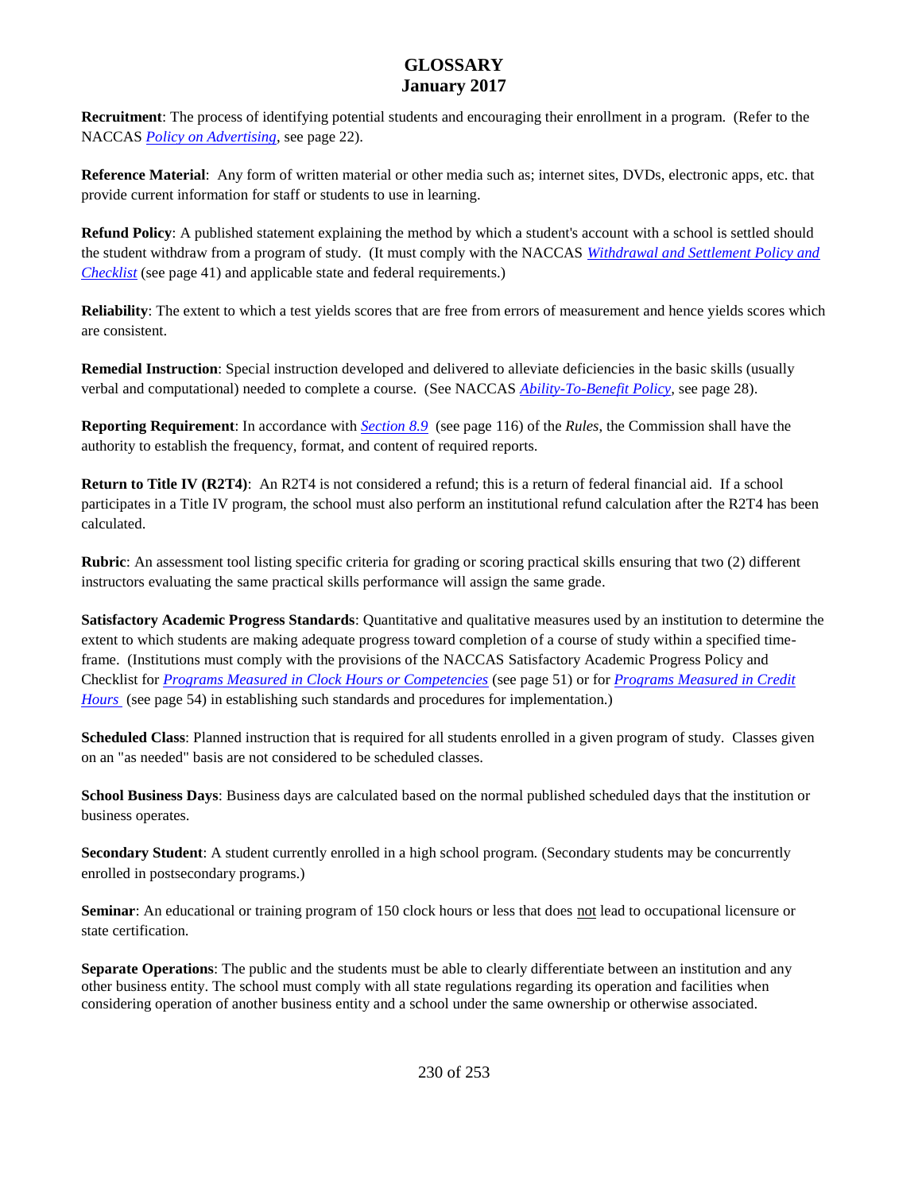# GLOSSARY
## January 2017

**Recruitment**: The process of identifying potential students and encouraging their enrollment in a program. (Refer to the NACCAS *Policy on Advertising*, see page 22).

**Reference Material**: Any form of written material or other media such as; internet sites, DVDs, electronic apps, etc. that provide current information for staff or students to use in learning.

**Refund Policy**: A published statement explaining the method by which a student's account with a school is settled should the student withdraw from a program of study. (It must comply with the NACCAS *Withdrawal and Settlement Policy and Checklist* (see page 41) and applicable state and federal requirements.)

**Reliability**: The extent to which a test yields scores that are free from errors of measurement and hence yields scores which are consistent.

**Remedial Instruction**: Special instruction developed and delivered to alleviate deficiencies in the basic skills (usually verbal and computational) needed to complete a course. (See NACCAS *Ability-To-Benefit Policy*, see page 28).

**Reporting Requirement**: In accordance with *Section 8.9* (see page 116) of the *Rules*, the Commission shall have the authority to establish the frequency, format, and content of required reports.

**Return to Title IV (R2T4)**: An R2T4 is not considered a refund; this is a return of federal financial aid. If a school participates in a Title IV program, the school must also perform an institutional refund calculation after the R2T4 has been calculated.

**Rubric**: An assessment tool listing specific criteria for grading or scoring practical skills ensuring that two (2) different instructors evaluating the same practical skills performance will assign the same grade.

**Satisfactory Academic Progress Standards**: Quantitative and qualitative measures used by an institution to determine the extent to which students are making adequate progress toward completion of a course of study within a specified time-frame. (Institutions must comply with the provisions of the NACCAS Satisfactory Academic Progress Policy and Checklist for *Programs Measured in Clock Hours or Competencies* (see page 51) or for *Programs Measured in Credit Hours* (see page 54) in establishing such standards and procedures for implementation.)

**Scheduled Class**: Planned instruction that is required for all students enrolled in a given program of study. Classes given on an "as needed" basis are not considered to be scheduled classes.

**School Business Days**: Business days are calculated based on the normal published scheduled days that the institution or business operates.

**Secondary Student**: A student currently enrolled in a high school program. (Secondary students may be concurrently enrolled in postsecondary programs.)

**Seminar**: An educational or training program of 150 clock hours or less that does not lead to occupational licensure or state certification.

**Separate Operations**: The public and the students must be able to clearly differentiate between an institution and any other business entity. The school must comply with all state regulations regarding its operation and facilities when considering operation of another business entity and a school under the same ownership or otherwise associated.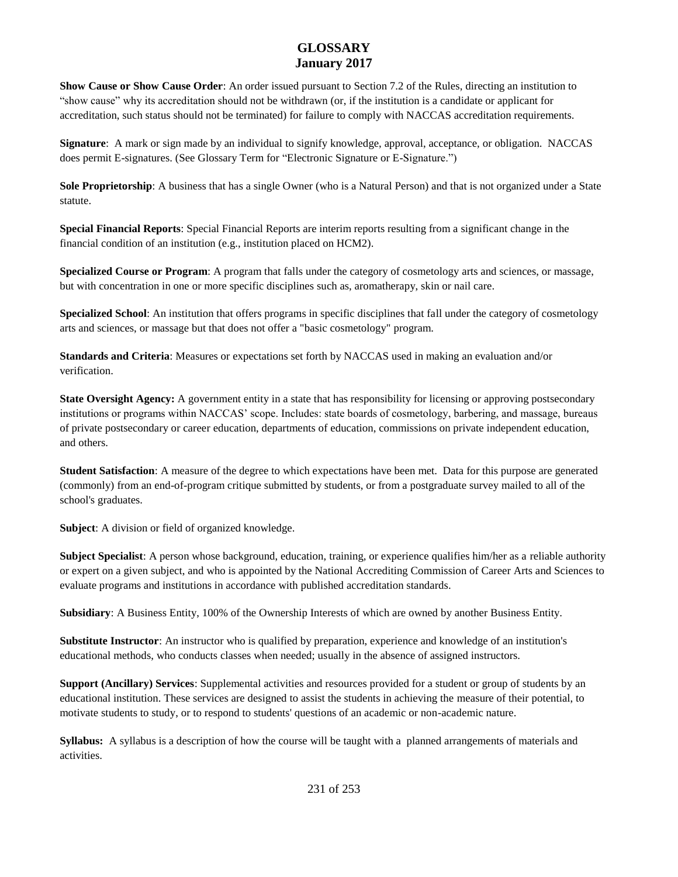**Show Cause or Show Cause Order**: An order issued pursuant to Section 7.2 of the Rules, directing an institution to "show cause" why its accreditation should not be withdrawn (or, if the institution is a candidate or applicant for accreditation, such status should not be terminated) for failure to comply with NACCAS accreditation requirements.

**Signature**: A mark or sign made by an individual to signify knowledge, approval, acceptance, or obligation. NACCAS does permit E-signatures. (See Glossary Term for "Electronic Signature or E-Signature.")

**Sole Proprietorship**: A business that has a single Owner (who is a Natural Person) and that is not organized under a State statute.

**Special Financial Reports**: Special Financial Reports are interim reports resulting from a significant change in the financial condition of an institution (e.g., institution placed on HCM2).

**Specialized Course or Program**: A program that falls under the category of cosmetology arts and sciences, or massage, but with concentration in one or more specific disciplines such as, aromatherapy, skin or nail care.

**Specialized School**: An institution that offers programs in specific disciplines that fall under the category of cosmetology arts and sciences, or massage but that does not offer a "basic cosmetology" program.

**Standards and Criteria**: Measures or expectations set forth by NACCAS used in making an evaluation and/or verification.

**State Oversight Agency:** A government entity in a state that has responsibility for licensing or approving postsecondary institutions or programs within NACCAS' scope. Includes: state boards of cosmetology, barbering, and massage, bureaus of private postsecondary or career education, departments of education, commissions on private independent education, and others.

**Student Satisfaction**: A measure of the degree to which expectations have been met. Data for this purpose are generated (commonly) from an end-of-program critique submitted by students, or from a postgraduate survey mailed to all of the school's graduates.

**Subject**: A division or field of organized knowledge.

**Subject Specialist**: A person whose background, education, training, or experience qualifies him/her as a reliable authority or expert on a given subject, and who is appointed by the National Accrediting Commission of Career Arts and Sciences to evaluate programs and institutions in accordance with published accreditation standards.

**Subsidiary**: A Business Entity, 100% of the Ownership Interests of which are owned by another Business Entity.

**Substitute Instructor**: An instructor who is qualified by preparation, experience and knowledge of an institution's educational methods, who conducts classes when needed; usually in the absence of assigned instructors.

**Support (Ancillary) Services**: Supplemental activities and resources provided for a student or group of students by an educational institution. These services are designed to assist the students in achieving the measure of their potential, to motivate students to study, or to respond to students' questions of an academic or non-academic nature.

**Syllabus:** A syllabus is a description of how the course will be taught with a planned arrangements of materials and activities.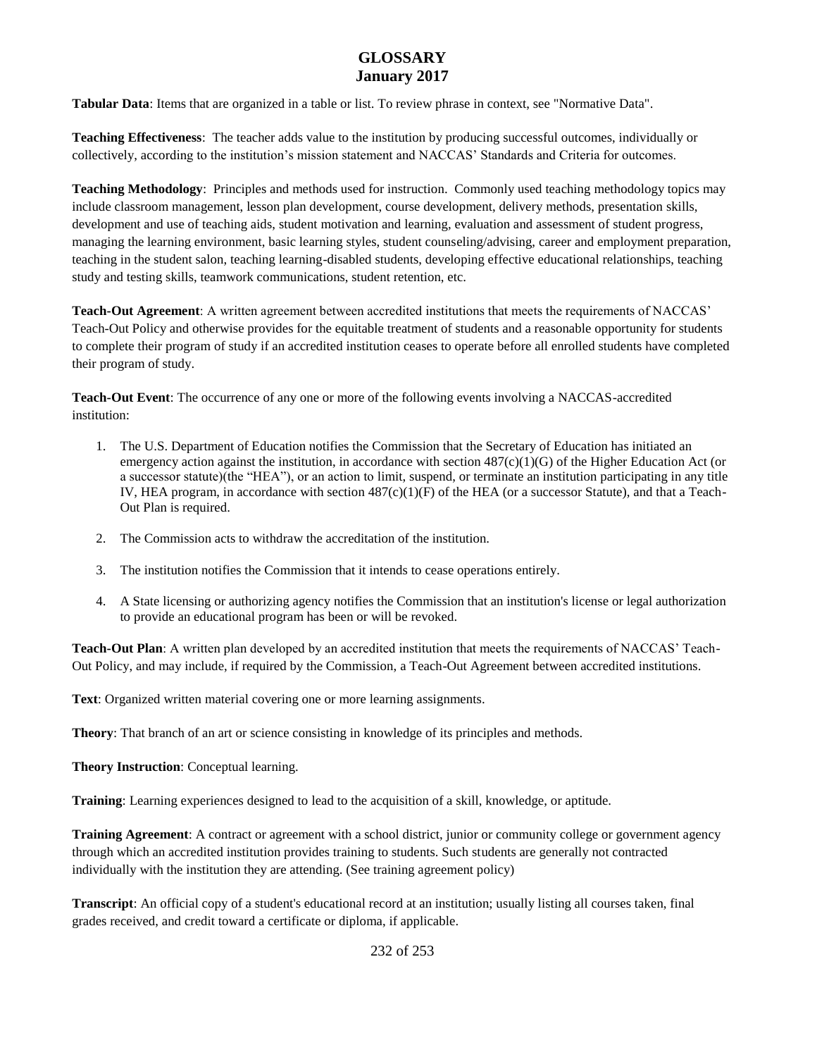# GLOSSARY
## January 2017

**Tabular Data**: Items that are organized in a table or list. To review phrase in context, see "Normative Data".

**Teaching Effectiveness**: The teacher adds value to the institution by producing successful outcomes, individually or collectively, according to the institution's mission statement and NACCAS' Standards and Criteria for outcomes.

**Teaching Methodology**: Principles and methods used for instruction. Commonly used teaching methodology topics may include classroom management, lesson plan development, course development, delivery methods, presentation skills, development and use of teaching aids, student motivation and learning, evaluation and assessment of student progress, managing the learning environment, basic learning styles, student counseling/advising, career and employment preparation, teaching in the student salon, teaching learning-disabled students, developing effective educational relationships, teaching study and testing skills, teamwork communications, student retention, etc.

**Teach-Out Agreement**: A written agreement between accredited institutions that meets the requirements of NACCAS' Teach-Out Policy and otherwise provides for the equitable treatment of students and a reasonable opportunity for students to complete their program of study if an accredited institution ceases to operate before all enrolled students have completed their program of study.

**Teach-Out Event**: The occurrence of any one or more of the following events involving a NACCAS-accredited institution:

1. The U.S. Department of Education notifies the Commission that the Secretary of Education has initiated an emergency action against the institution, in accordance with section 487(c)(1)(G) of the Higher Education Act (or a successor statute)(the "HEA"), or an action to limit, suspend, or terminate an institution participating in any title IV, HEA program, in accordance with section 487(c)(1)(F) of the HEA (or a successor Statute), and that a Teach-Out Plan is required.

2. The Commission acts to withdraw the accreditation of the institution.

3. The institution notifies the Commission that it intends to cease operations entirely.

4. A State licensing or authorizing agency notifies the Commission that an institution's license or legal authorization to provide an educational program has been or will be revoked.

**Teach-Out Plan**: A written plan developed by an accredited institution that meets the requirements of NACCAS' Teach-Out Policy, and may include, if required by the Commission, a Teach-Out Agreement between accredited institutions.

**Text**: Organized written material covering one or more learning assignments.

**Theory**: That branch of an art or science consisting in knowledge of its principles and methods.

**Theory Instruction**: Conceptual learning.

**Training**: Learning experiences designed to lead to the acquisition of a skill, knowledge, or aptitude.

**Training Agreement**: A contract or agreement with a school district, junior or community college or government agency through which an accredited institution provides training to students. Such students are generally not contracted individually with the institution they are attending. (See training agreement policy)

**Transcript**: An official copy of a student's educational record at an institution; usually listing all courses taken, final grades received, and credit toward a certificate or diploma, if applicable.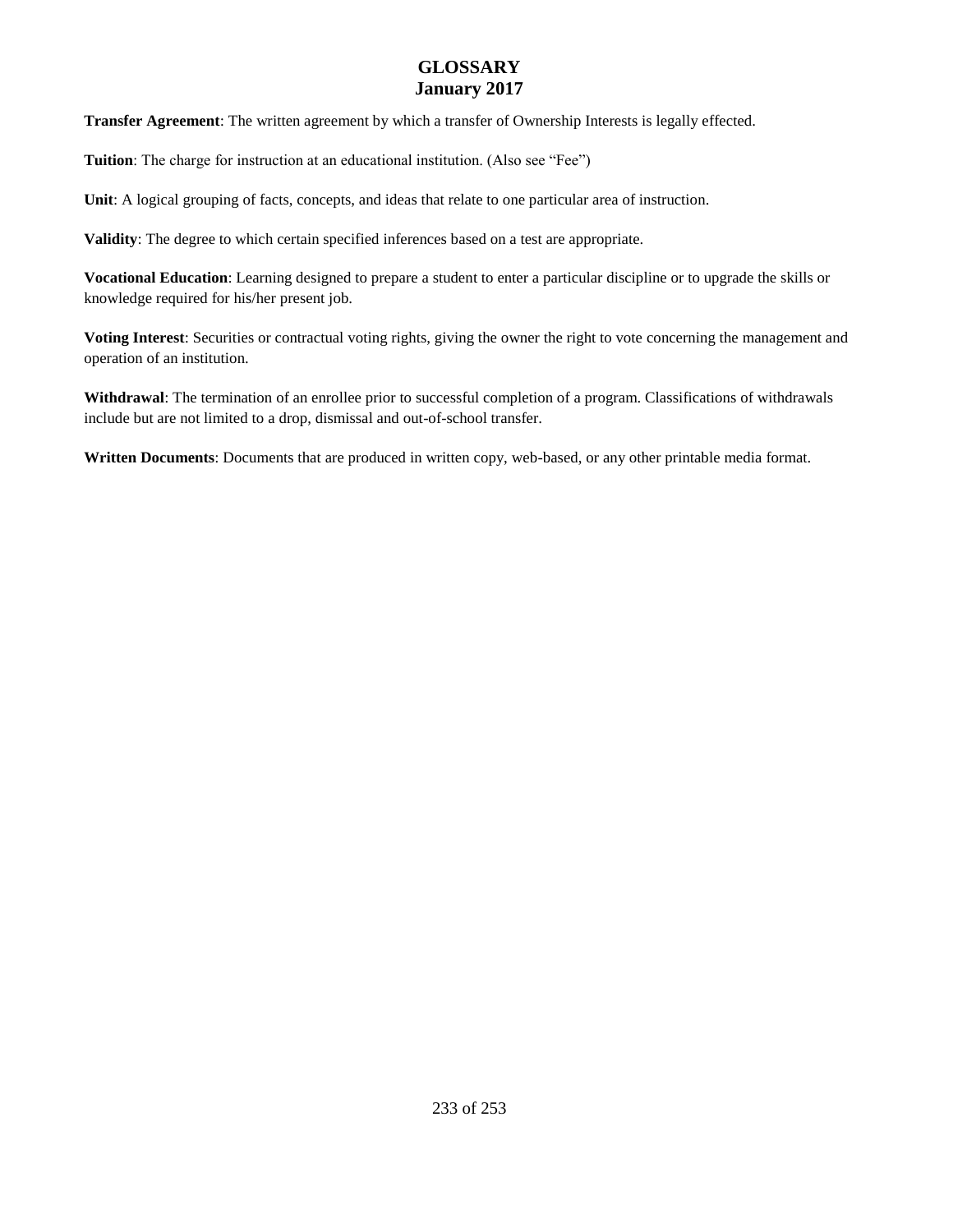# GLOSSARY
## January 2017

**Transfer Agreement**: The written agreement by which a transfer of Ownership Interests is legally effected.

**Tuition**: The charge for instruction at an educational institution. (Also see "Fee")

**Unit**: A logical grouping of facts, concepts, and ideas that relate to one particular area of instruction.

**Validity**: The degree to which certain specified inferences based on a test are appropriate.

**Vocational Education**: Learning designed to prepare a student to enter a particular discipline or to upgrade the skills or knowledge required for his/her present job.

**Voting Interest**: Securities or contractual voting rights, giving the owner the right to vote concerning the management and operation of an institution.

**Withdrawal**: The termination of an enrollee prior to successful completion of a program. Classifications of withdrawals include but are not limited to a drop, dismissal and out-of-school transfer.

**Written Documents**: Documents that are produced in written copy, web-based, or any other printable media format.